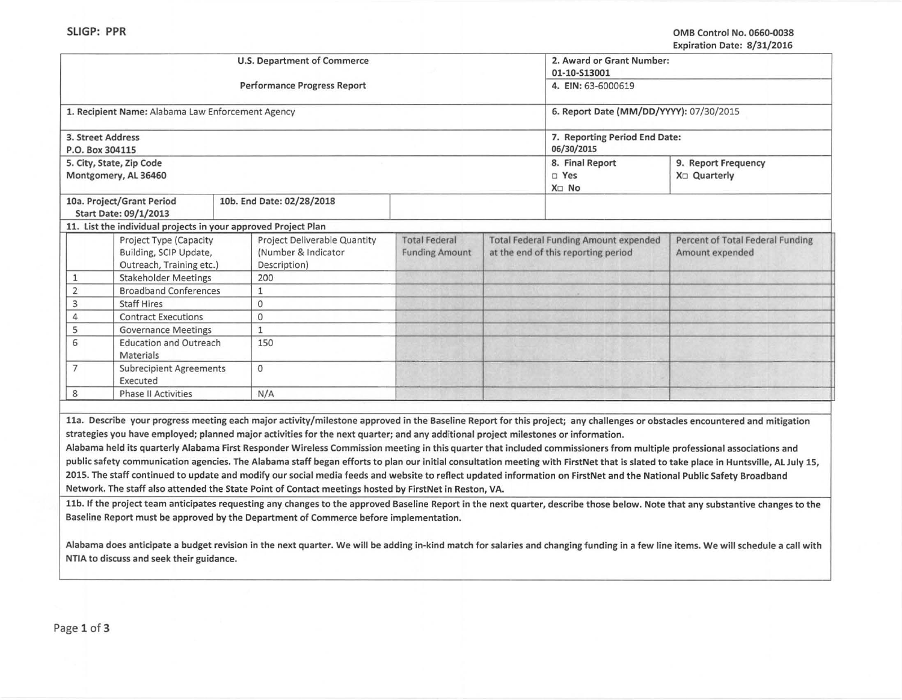SLIGP: PPR

OMB Control No. 0660-0038
Expiration Date: 8/31/2016

| U.S. Department of Commerce<br><br>Performance Progress Report | | 2. Award or Grant Number:<br>01-10-S13001 | |
|---|---|---|---|
| | | 4. EIN: 63-6000619 | |
| 1. Recipient Name: Alabama Law Enforcement Agency | | 6. Report Date (MM/DD/YYYY): 07/30/2015 | |
| 3. Street Address<br>P.O. Box 304115 | | 7. Reporting Period End Date:<br>06/30/2015 | |
| 5. City, State, Zip Code<br>Montgomery, AL 36460 | | 8. Final Report<br>□ Yes<br>X□ No | 9. Report Frequency<br>X□ Quarterly |
| 10a. Project/Grant Period<br>Start Date: 09/1/2013 | 10b. End Date: 02/28/2018 | | |

**11. List the individual projects in your approved Project Plan**

| | Project Type (Capacity Building, SCIP Update, Outreach, Training etc.) | Project Deliverable Quantity (Number & Indicator Description) | Total Federal Funding Amount | Total Federal Funding Amount expended at the end of this reporting period | Percent of Total Federal Funding Amount expended |
|---|---|---|---|---|---|
| 1 | Stakeholder Meetings | 200 | | | |
| 2 | Broadband Conferences | 1 | | | |
| 3 | Staff Hires | 0 | | | |
| 4 | Contract Executions | 0 | | | |
| 5 | Governance Meetings | 1 | | | |
| 6 | Education and Outreach Materials | 150 | | | |
| 7 | Subrecipient Agreements Executed | 0 | | | |
| 8 | Phase II Activities | N/A | | | |

**11a. Describe your progress meeting each major activity/milestone approved in the Baseline Report for this project; any challenges or obstacles encountered and mitigation strategies you have employed; planned major activities for the next quarter; and any additional project milestones or information.**

**Alabama held its quarterly Alabama First Responder Wireless Commission meeting in this quarter that included commissioners from multiple professional associations and public safety communication agencies. The Alabama staff began efforts to plan our initial consultation meeting with FirstNet that is slated to take place in Huntsville, AL July 15, 2015. The staff continued to update and modify our social media feeds and website to reflect updated information on FirstNet and the National Public Safety Broadband Network. The staff also attended the State Point of Contact meetings hosted by FirstNet in Reston, VA.**

**11b. If the project team anticipates requesting any changes to the approved Baseline Report in the next quarter, describe those below. Note that any substantive changes to the Baseline Report must be approved by the Department of Commerce before implementation.**

**Alabama does anticipate a budget revision in the next quarter. We will be adding in-kind match for salaries and changing funding in a few line items. We will schedule a call with NTIA to discuss and seek their guidance.**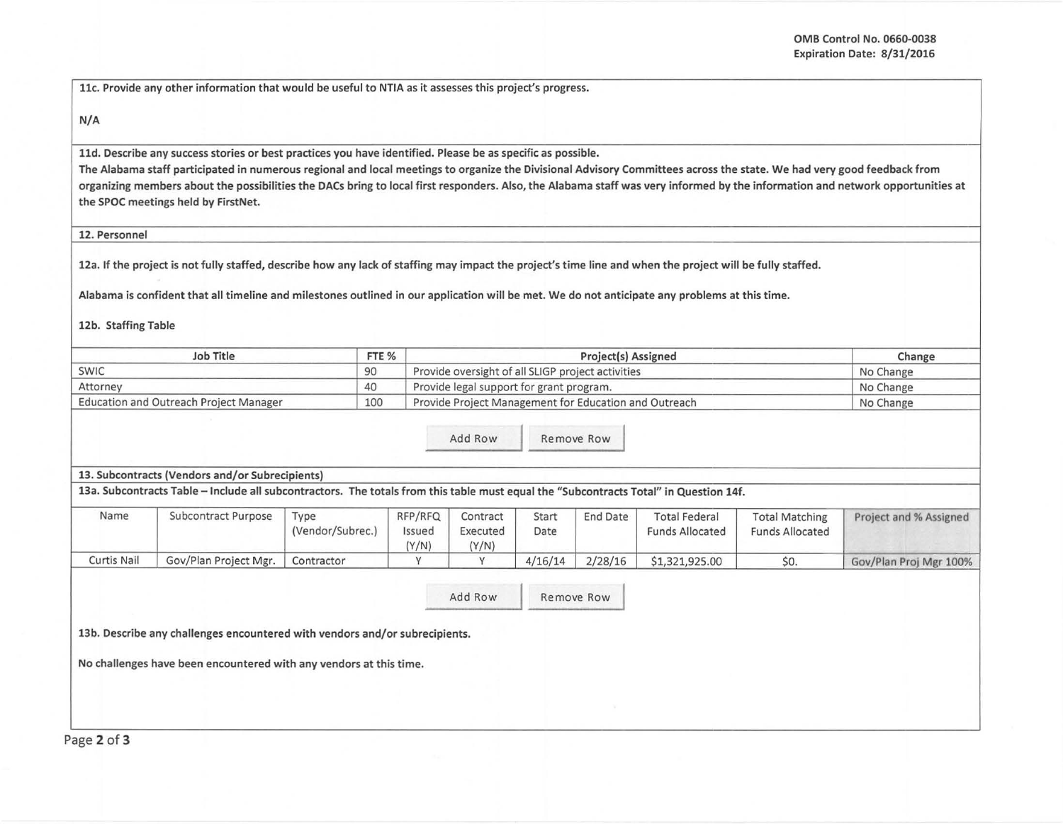**11c. Provide any other information that would be useful to NTIA as it assesses this project's progress.**

N/A

**11d. Describe any success stories or best practices you have identified. Please be as specific as possible.**

The Alabama staff participated in numerous regional and local meetings to organize the Divisional Advisory Committees across the state. We had very good feedback from organizing members about the possibilities the DACs bring to local first responders. Also, the Alabama staff was very informed by the information and network opportunities at the SPOC meetings held by FirstNet.

## 12. Personnel

**12a. If the project is not fully staffed, describe how any lack of staffing may impact the project's time line and when the project will be fully staffed.**

Alabama is confident that all timeline and milestones outlined in our application will be met. We do not anticipate any problems at this time.

**12b. Staffing Table**

| Job Title | FTE % | Project(s) Assigned | Change |
|---|---|---|---|
| SWIC | 90 | Provide oversight of all SLIGP project activities | No Change |
| Attorney | 40 | Provide legal support for grant program. | No Change |
| Education and Outreach Project Manager | 100 | Provide Project Management for Education and Outreach | No Change |

Add Row | Remove Row

## 13. Subcontracts (Vendors and/or Subrecipients)

**13a. Subcontracts Table – Include all subcontractors. The totals from this table must equal the "Subcontracts Total" in Question 14f.**

| Name | Subcontract Purpose | Type (Vendor/Subrec.) | RFP/RFQ Issued (Y/N) | Contract Executed (Y/N) | Start Date | End Date | Total Federal Funds Allocated | Total Matching Funds Allocated | Project and % Assigned |
|---|---|---|---|---|---|---|---|---|---|
| Curtis Nail | Gov/Plan Project Mgr. | Contractor | Y | Y | 4/16/14 | 2/28/16 | $1,321,925.00 | $0. | Gov/Plan Proj Mgr 100% |

Add Row | Remove Row

**13b. Describe any challenges encountered with vendors and/or subrecipients.**

No challenges have been encountered with any vendors at this time.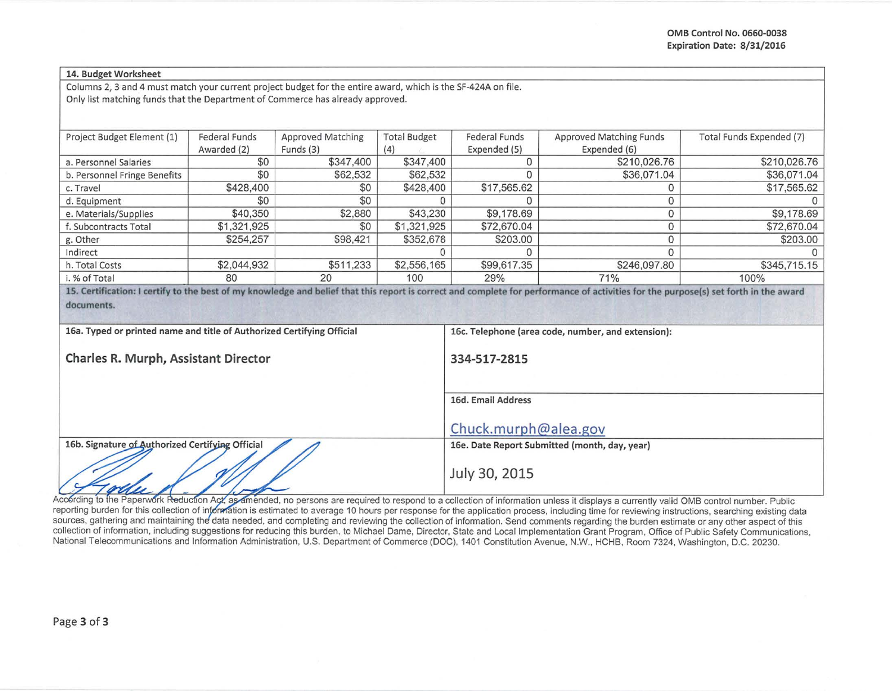OMB Control No. 0660-0038
Expiration Date: 8/31/2016

**14. Budget Worksheet**

Columns 2, 3 and 4 must match your current project budget for the entire award, which is the SF-424A on file.
Only list matching funds that the Department of Commerce has already approved.

| Project Budget Element (1) | Federal Funds Awarded (2) | Approved Matching Funds (3) | Total Budget (4) | Federal Funds Expended (5) | Approved Matching Funds Expended (6) | Total Funds Expended (7) |
|---|---|---|---|---|---|---|
| a. Personnel Salaries | $0 | $347,400 | $347,400 | 0 | $210,026.76 | $210,026.76 |
| b. Personnel Fringe Benefits | $0 | $62,532 | $62,532 | 0 | $36,071.04 | $36,071.04 |
| c. Travel | $428,400 | $0 | $428,400 | $17,565.62 | 0 | $17,565.62 |
| d. Equipment | $0 | $0 | 0 | 0 | 0 | 0 |
| e. Materials/Supplies | $40,350 | $2,880 | $43,230 | $9,178.69 | 0 | $9,178.69 |
| f. Subcontracts Total | $1,321,925 | $0 | $1,321,925 | $72,670.04 | 0 | $72,670.04 |
| g. Other | $254,257 | $98,421 | $352,678 | $203.00 | 0 | $203.00 |
| Indirect | | | 0 | 0 | 0 | 0 |
| h. Total Costs | $2,044,932 | $511,233 | $2,556,165 | $99,617.35 | $246,097.80 | $345,715.15 |
| i. % of Total | 80 | 20 | 100 | 29% | 71% | 100% |

**15. Certification: I certify to the best of my knowledge and belief that this report is correct and complete for performance of activities for the purpose(s) set forth in the award documents.**

| | |
|---|---|
| **16a. Typed or printed name and title of Authorized Certifying Official**<br><br>**Charles R. Murph, Assistant Director** | **16c. Telephone (area code, number, and extension):**<br><br>**334-517-2815** |
| | **16d. Email Address**<br><br>Chuck.murph@alea.gov |
| **16b. Signature of Authorized Certifying Official** | **16e. Date Report Submitted (month, day, year)**<br><br>July 30, 2015 |

According to the Paperwork Reduction Act, as amended, no persons are required to respond to a collection of information unless it displays a currently valid OMB control number. Public reporting burden for this collection of information is estimated to average 10 hours per response for the application process, including time for reviewing instructions, searching existing data sources, gathering and maintaining the data needed, and completing and reviewing the collection of information. Send comments regarding the burden estimate or any other aspect of this collection of information, including suggestions for reducing this burden, to Michael Dame, Director, State and Local Implementation Grant Program, Office of Public Safety Communications, National Telecommunications and Information Administration, U.S. Department of Commerce (DOC), 1401 Constitution Avenue, N.W., HCHB, Room 7324, Washington, D.C. 20230.